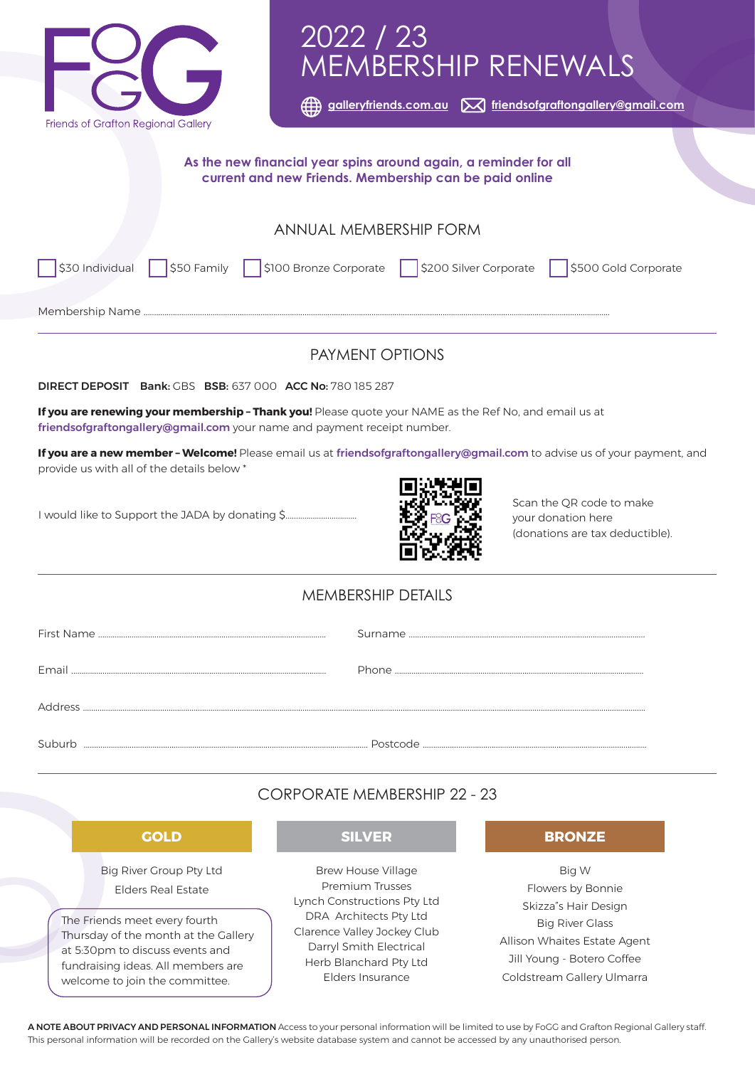FoGG
Friends of Grafton Regional Gallery

# 2022 / 23 MEMBERSHIP RENEWALS

galleryfriends.com.au   friendsofgraftongallery@gmail.com

**As the new financial year spins around again, a reminder for all current and new Friends. Membership can be paid online**

## ANNUAL MEMBERSHIP FORM

☐ $30 Individual   ☐ $50 Family   ☐ $100 Bronze Corporate   ☐ $200 Silver Corporate   ☐ $500 Gold Corporate

Membership Name ..............................................................................................................

## PAYMENT OPTIONS

**DIRECT DEPOSIT** **Bank:** GBS **BSB:** 637 000 **ACC No:** 780 185 287

**If you are renewing your membership – Thank you!** Please quote your NAME as the Ref No, and email us at **friendsofgraftongallery@gmail.com** your name and payment receipt number.

**If you are a new member – Welcome!** Please email us at **friendsofgraftongallery@gmail.com** to advise us of your payment, and provide us with all of the details below *

I would like to Support the JADA by donating $..............................

Scan the QR code to make your donation here (donations are tax deductible).

## MEMBERSHIP DETAILS

First Name ..............................................   Surname ..............................................

Email ..............................................   Phone ..............................................

Address ..............................................................................................................

Suburb ..............................................   Postcode ..............................................

## CORPORATE MEMBERSHIP 22 - 23

| GOLD | SILVER | BRONZE |
|---|---|---|
| Big River Group Pty Ltd | Brew House Village | Big W |
| Elders Real Estate | Premium Trusses | Flowers by Bonnie |
| | Lynch Constructions Pty Ltd | Skizza"s Hair Design |
| | DRA Architects Pty Ltd | Big River Glass |
| | Clarence Valley Jockey Club | Allison Whaites Estate Agent |
| | Darryl Smith Electrical | Jill Young - Botero Coffee |
| | Herb Blanchard Pty Ltd | Coldstream Gallery Ulmarra |
| | Elders Insurance | |

The Friends meet every fourth Thursday of the month at the Gallery at 5:30pm to discuss events and fundraising ideas. All members are welcome to join the committee.

**A NOTE ABOUT PRIVACY AND PERSONAL INFORMATION** Access to your personal information will be limited to use by FoGG and Grafton Regional Gallery staff. This personal information will be recorded on the Gallery's website database system and cannot be accessed by any unauthorised person.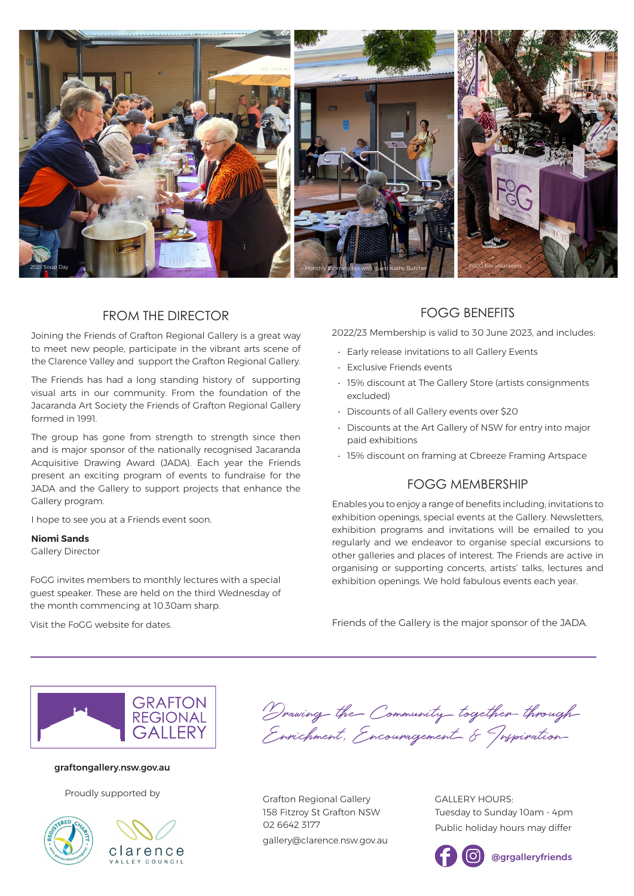2021 Soup Day

Monthly morning tea with guest Kathy Butcher

FoGG bar volunteers

## FROM THE DIRECTOR

Joining the Friends of Grafton Regional Gallery is a great way to meet new people, participate in the vibrant arts scene of the Clarence Valley and support the Grafton Regional Gallery.

The Friends has had a long standing history of supporting visual arts in our community. From the foundation of the Jacaranda Art Society the Friends of Grafton Regional Gallery formed in 1991.

The group has gone from strength to strength since then and is major sponsor of the nationally recognised Jacaranda Acquisitive Drawing Award (JADA). Each year the Friends present an exciting program of events to fundraise for the JADA and the Gallery to support projects that enhance the Gallery program.

I hope to see you at a Friends event soon.

**Niomi Sands**
Gallery Director

FoGG invites members to monthly lectures with a special guest speaker. These are held on the third Wednesday of the month commencing at 10.30am sharp.

Visit the FoGG website for dates.

## FOGG BENEFITS

2022/23 Membership is valid to 30 June 2023, and includes:

- Early release invitations to all Gallery Events
- Exclusive Friends events
- 15% discount at The Gallery Store (artists consignments excluded)
- Discounts of all Gallery events over $20
- Discounts at the Art Gallery of NSW for entry into major paid exhibitions
- 15% discount on framing at Cbreeze Framing Artspace

## FOGG MEMBERSHIP

Enables you to enjoy a range of benefits including; invitations to exhibition openings, special events at the Gallery. Newsletters, exhibition programs and invitations will be emailed to you regularly and we endeavor to organise special excursions to other galleries and places of interest. The Friends are active in organising or supporting concerts, artists' talks, lectures and exhibition openings. We hold fabulous events each year.

Friends of the Gallery is the major sponsor of the JADA.

---

GRAFTON REGIONAL GALLERY

*Drawing the Community together through Enrichment, Encouragement & Inspiration*

**graftongallery.nsw.gov.au**

Proudly supported by

clarence VALLEY COUNCIL

Grafton Regional Gallery
158 Fitzroy St Grafton NSW
02 6642 3177
gallery@clarence.nsw.gov.au

GALLERY HOURS:
Tuesday to Sunday 10am - 4pm
Public holiday hours may differ

@grgalleryfriends